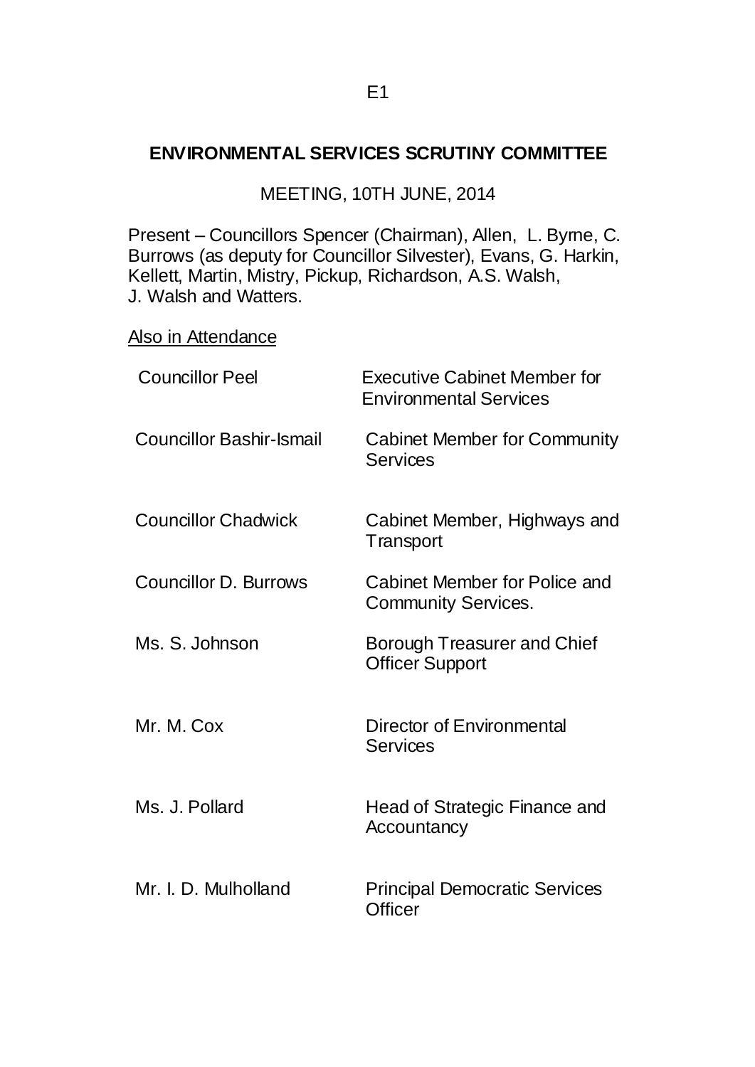E1

## ENVIRONMENTAL SERVICES SCRUTINY COMMITTEE

MEETING, 10TH JUNE, 2014

Present – Councillors Spencer (Chairman), Allen, L. Byrne, C. Burrows (as deputy for Councillor Silvester), Evans, G. Harkin, Kellett, Martin, Mistry, Pickup, Richardson, A.S. Walsh, J. Walsh and Watters.

Also in Attendance

| | |
|---|---|
| Councillor Peel | Executive Cabinet Member for Environmental Services |
| Councillor Bashir-Ismail | Cabinet Member for Community Services |
| Councillor Chadwick | Cabinet Member, Highways and Transport |
| Councillor D. Burrows | Cabinet Member for Police and Community Services. |
| Ms. S. Johnson | Borough Treasurer and Chief Officer Support |
| Mr. M. Cox | Director of Environmental Services |
| Ms. J. Pollard | Head of Strategic Finance and Accountancy |
| Mr. I. D. Mulholland | Principal Democratic Services Officer |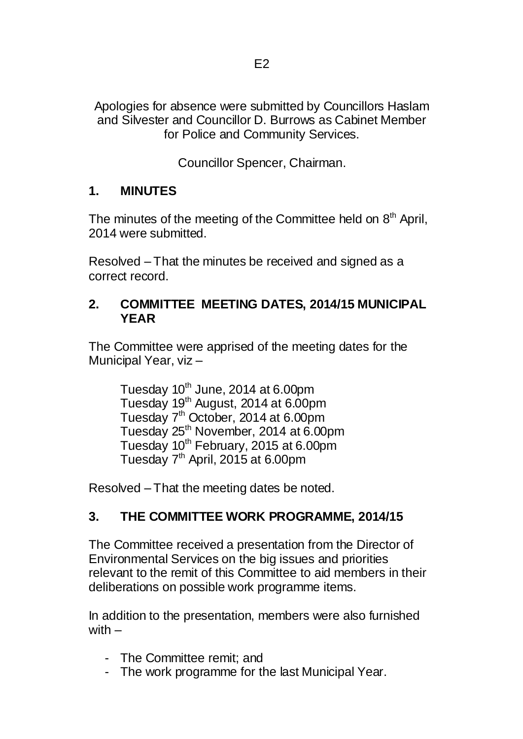Apologies for absence were submitted by Councillors Haslam and Silvester and Councillor D. Burrows as Cabinet Member for Police and Community Services.

Councillor Spencer, Chairman.

## 1. MINUTES

The minutes of the meeting of the Committee held on 8th April, 2014 were submitted.

Resolved – That the minutes be received and signed as a correct record.

## 2. COMMITTEE MEETING DATES, 2014/15 MUNICIPAL YEAR

The Committee were apprised of the meeting dates for the Municipal Year, viz –

Tuesday 10th June, 2014 at 6.00pm
Tuesday 19th August, 2014 at 6.00pm
Tuesday 7th October, 2014 at 6.00pm
Tuesday 25th November, 2014 at 6.00pm
Tuesday 10th February, 2015 at 6.00pm
Tuesday 7th April, 2015 at 6.00pm

Resolved – That the meeting dates be noted.

## 3. THE COMMITTEE WORK PROGRAMME, 2014/15

The Committee received a presentation from the Director of Environmental Services on the big issues and priorities relevant to the remit of this Committee to aid members in their deliberations on possible work programme items.

In addition to the presentation, members were also furnished with –

- The Committee remit; and
- The work programme for the last Municipal Year.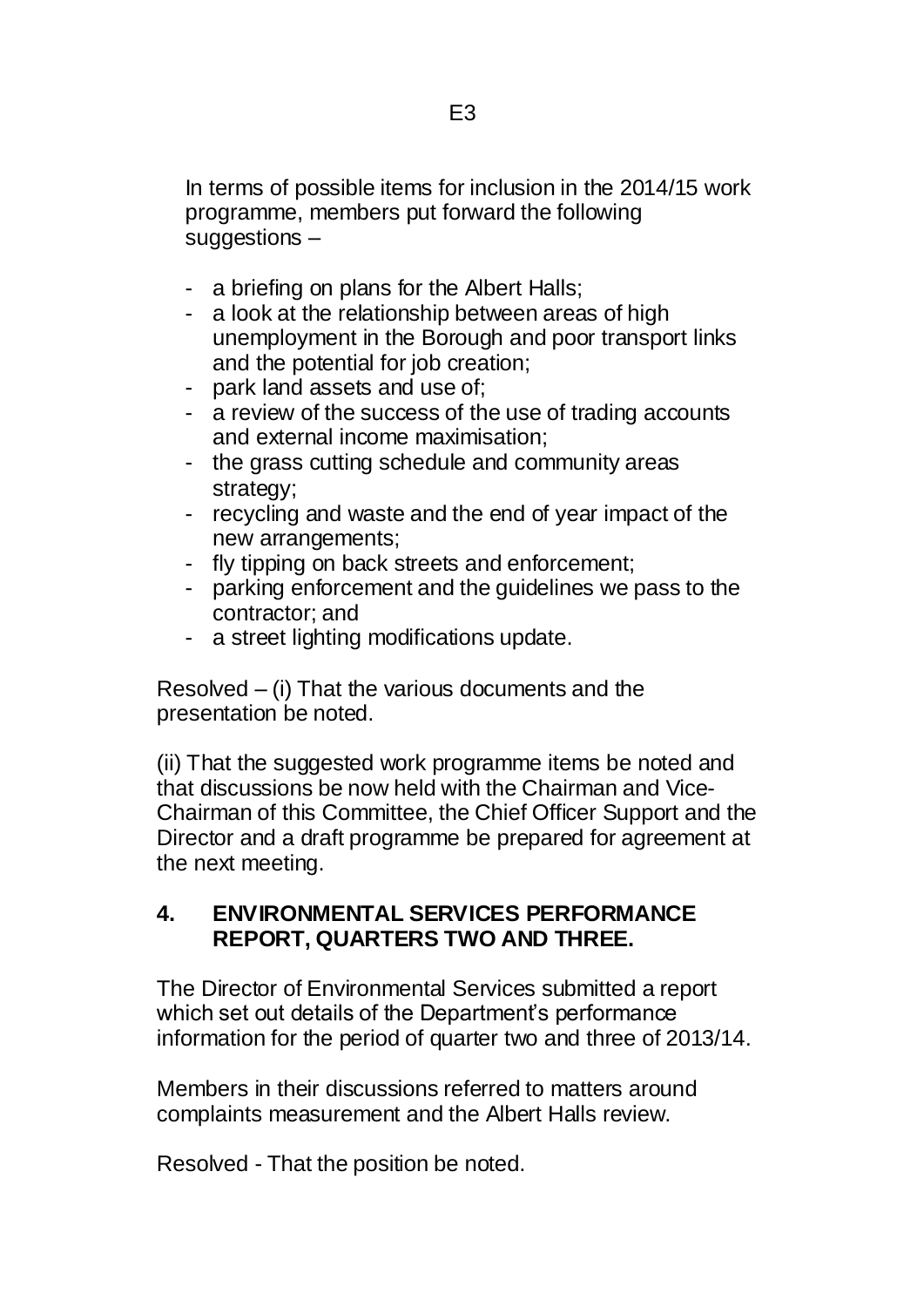In terms of possible items for inclusion in the 2014/15 work programme, members put forward the following suggestions –

- a briefing on plans for the Albert Halls;
- a look at the relationship between areas of high unemployment in the Borough and poor transport links and the potential for job creation;
- park land assets and use of;
- a review of the success of the use of trading accounts and external income maximisation;
- the grass cutting schedule and community areas strategy;
- recycling and waste and the end of year impact of the new arrangements;
- fly tipping on back streets and enforcement;
- parking enforcement and the guidelines we pass to the contractor; and
- a street lighting modifications update.

Resolved – (i) That the various documents and the presentation be noted.

(ii) That the suggested work programme items be noted and that discussions be now held with the Chairman and Vice-Chairman of this Committee, the Chief Officer Support and the Director and a draft programme be prepared for agreement at the next meeting.

## 4. ENVIRONMENTAL SERVICES PERFORMANCE REPORT, QUARTERS TWO AND THREE.

The Director of Environmental Services submitted a report which set out details of the Department's performance information for the period of quarter two and three of 2013/14.

Members in their discussions referred to matters around complaints measurement and the Albert Halls review.

Resolved - That the position be noted.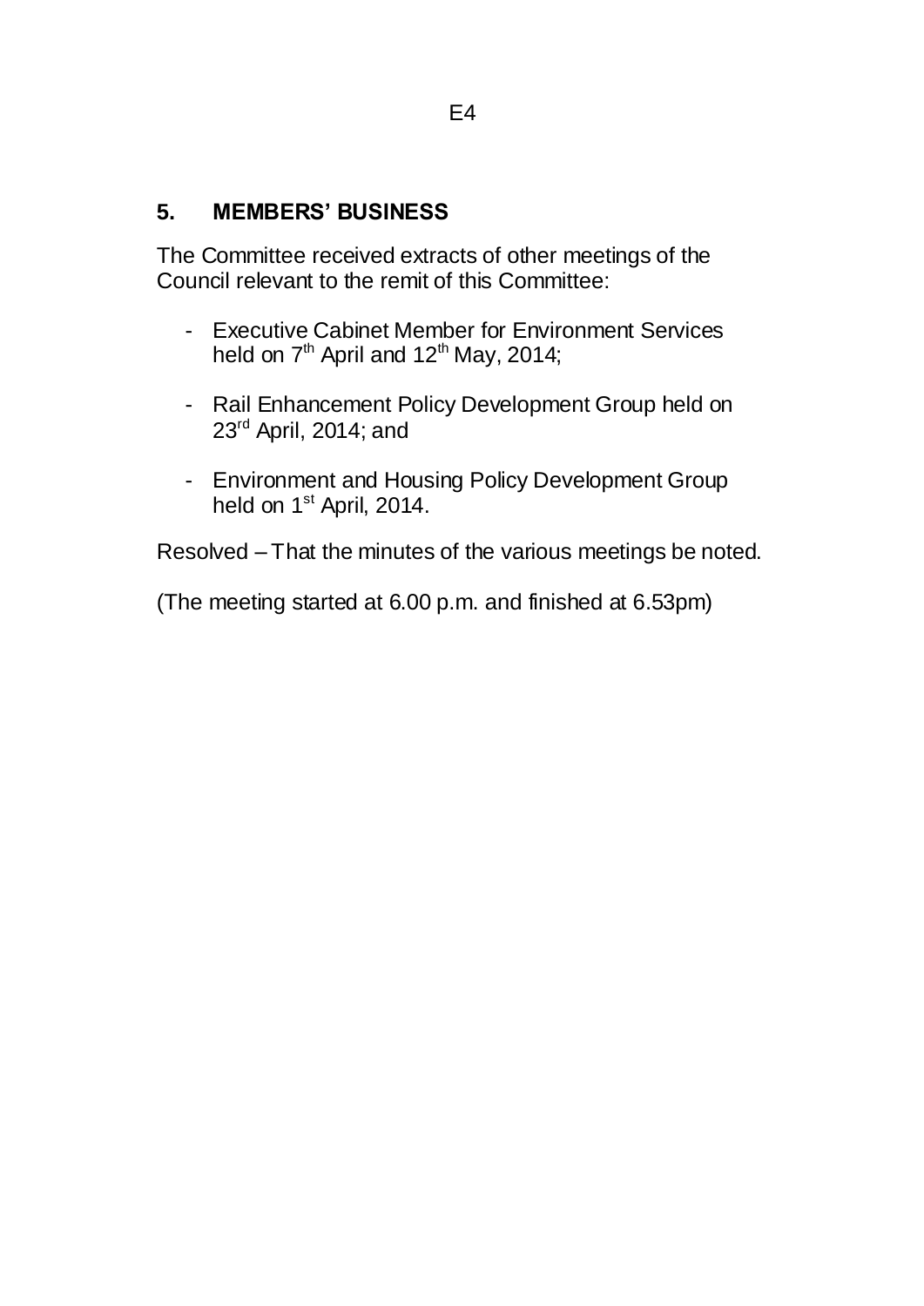## 5. MEMBERS' BUSINESS

The Committee received extracts of other meetings of the Council relevant to the remit of this Committee:

- Executive Cabinet Member for Environment Services held on 7th April and 12th May, 2014;

- Rail Enhancement Policy Development Group held on 23rd April, 2014; and

- Environment and Housing Policy Development Group held on 1st April, 2014.

Resolved – That the minutes of the various meetings be noted.

(The meeting started at 6.00 p.m. and finished at 6.53pm)